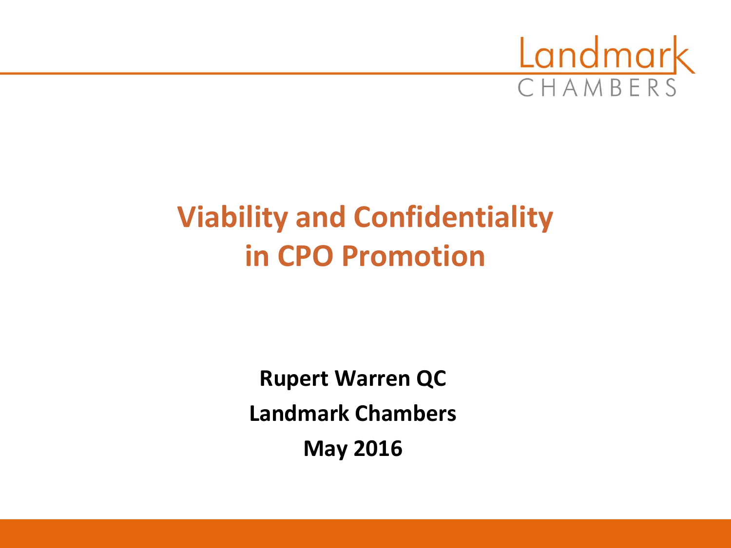Landmark CHAMBERS

# Viability and Confidentiality in CPO Promotion

**Rupert Warren QC**

**Landmark Chambers**

**May 2016**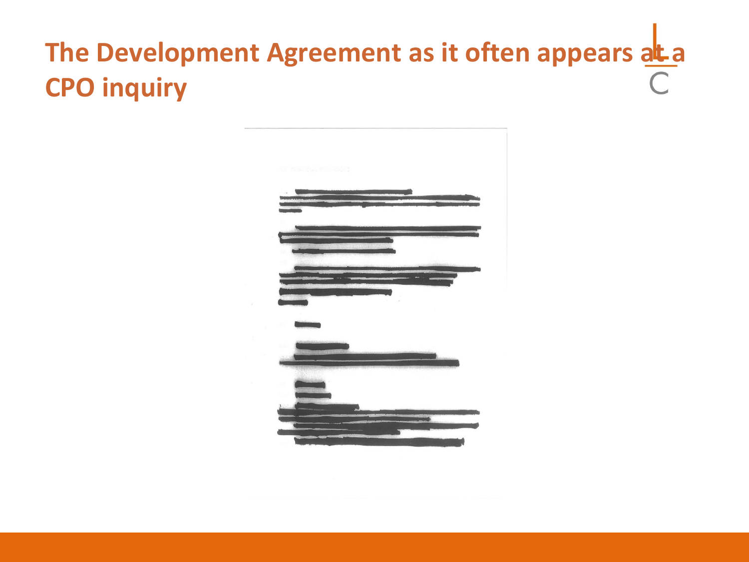# The Development Agreement as it often appears at a CPO inquiry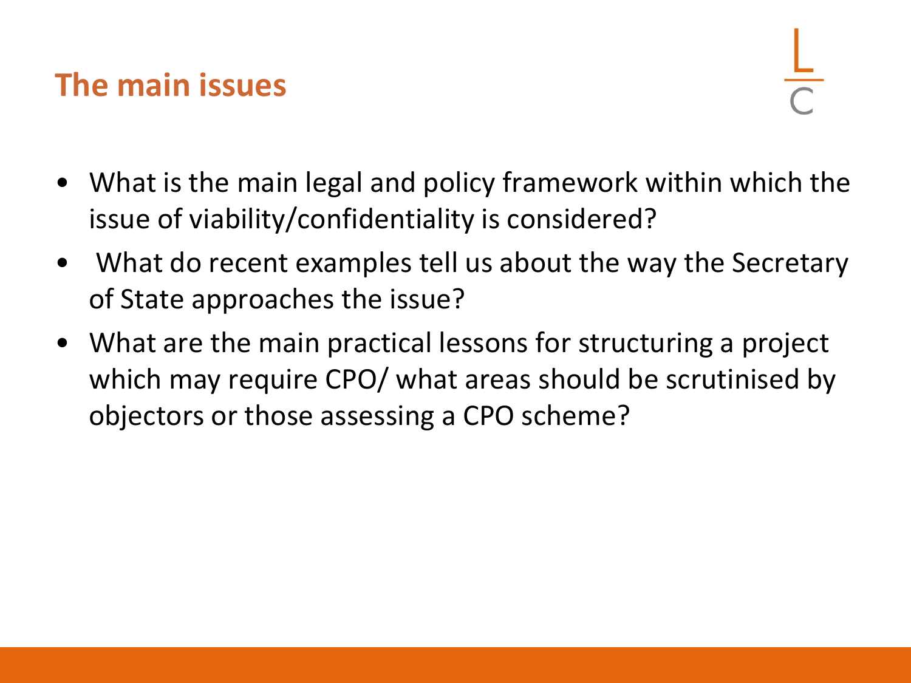## The main issues

- What is the main legal and policy framework within which the issue of viability/confidentiality is considered?
- What do recent examples tell us about the way the Secretary of State approaches the issue?
- What are the main practical lessons for structuring a project which may require CPO/ what areas should be scrutinised by objectors or those assessing a CPO scheme?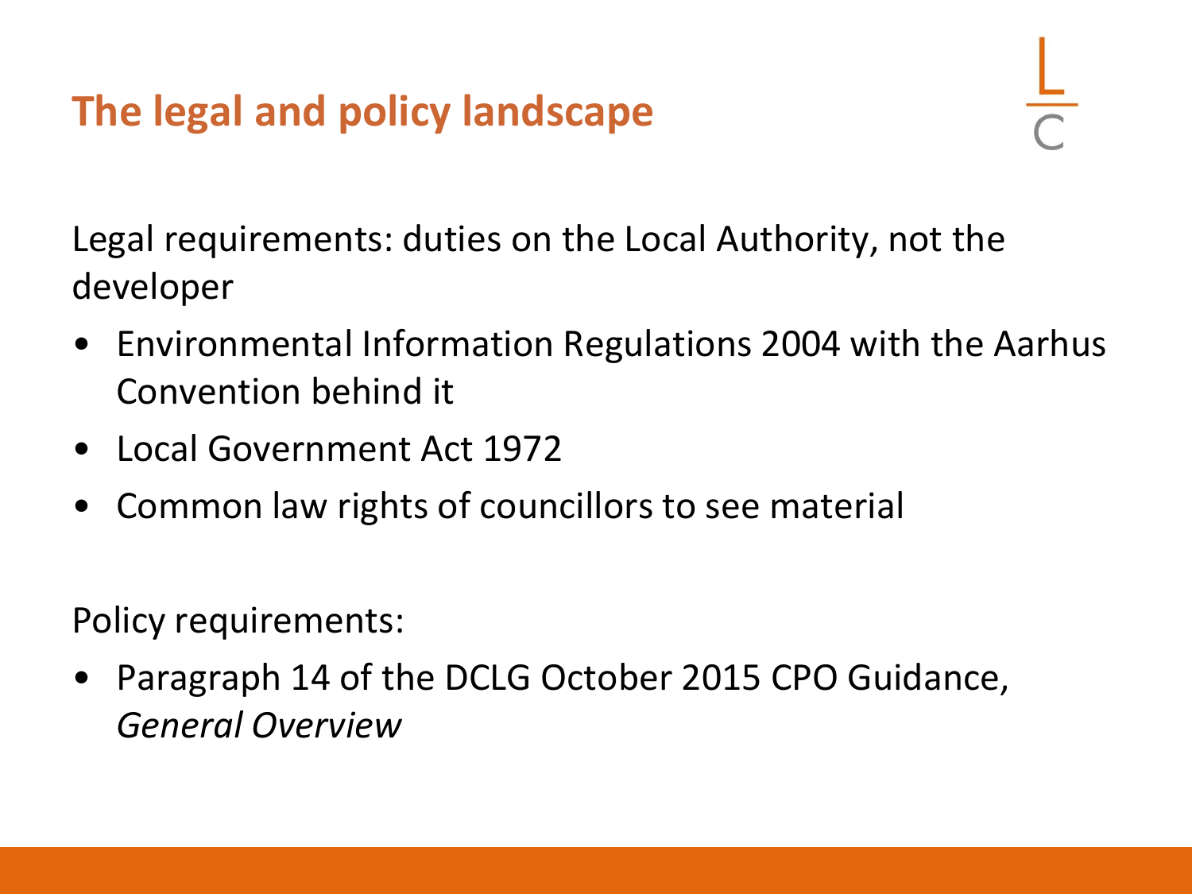# The legal and policy landscape

Legal requirements: duties on the Local Authority, not the developer

- Environmental Information Regulations 2004 with the Aarhus Convention behind it
- Local Government Act 1972
- Common law rights of councillors to see material

Policy requirements:

- Paragraph 14 of the DCLG October 2015 CPO Guidance, *General Overview*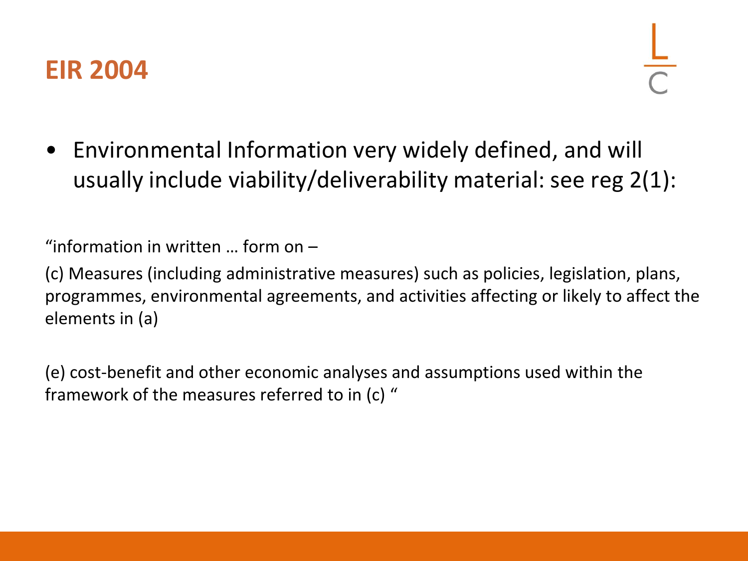# EIR 2004

- Environmental Information very widely defined, and will usually include viability/deliverability material: see reg 2(1):

"information in written … form on –

(c) Measures (including administrative measures) such as policies, legislation, plans, programmes, environmental agreements, and activities affecting or likely to affect the elements in (a)

(e) cost-benefit and other economic analyses and assumptions used within the framework of the measures referred to in (c) "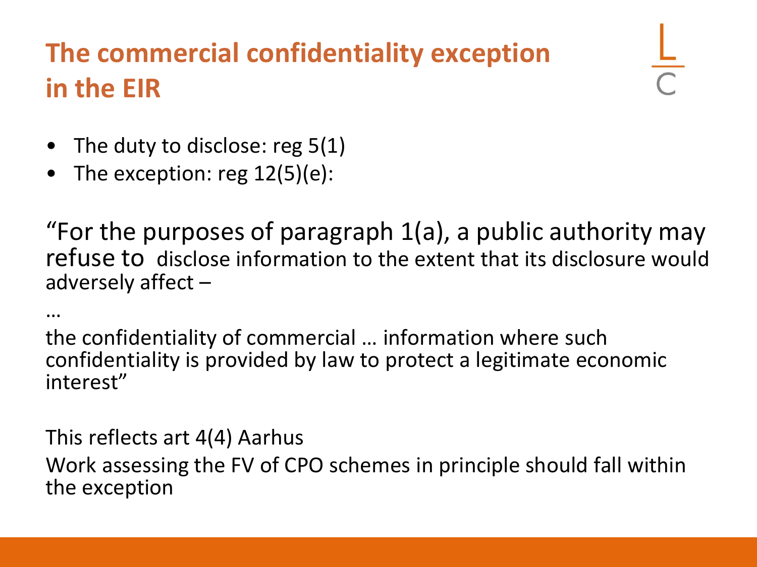# The commercial confidentiality exception in the EIR

- The duty to disclose: reg 5(1)
- The exception: reg 12(5)(e):

"For the purposes of paragraph 1(a), a public authority may refuse to disclose information to the extent that its disclosure would adversely affect –

…

the confidentiality of commercial … information where such confidentiality is provided by law to protect a legitimate economic interest"

This reflects art 4(4) Aarhus

Work assessing the FV of CPO schemes in principle should fall within the exception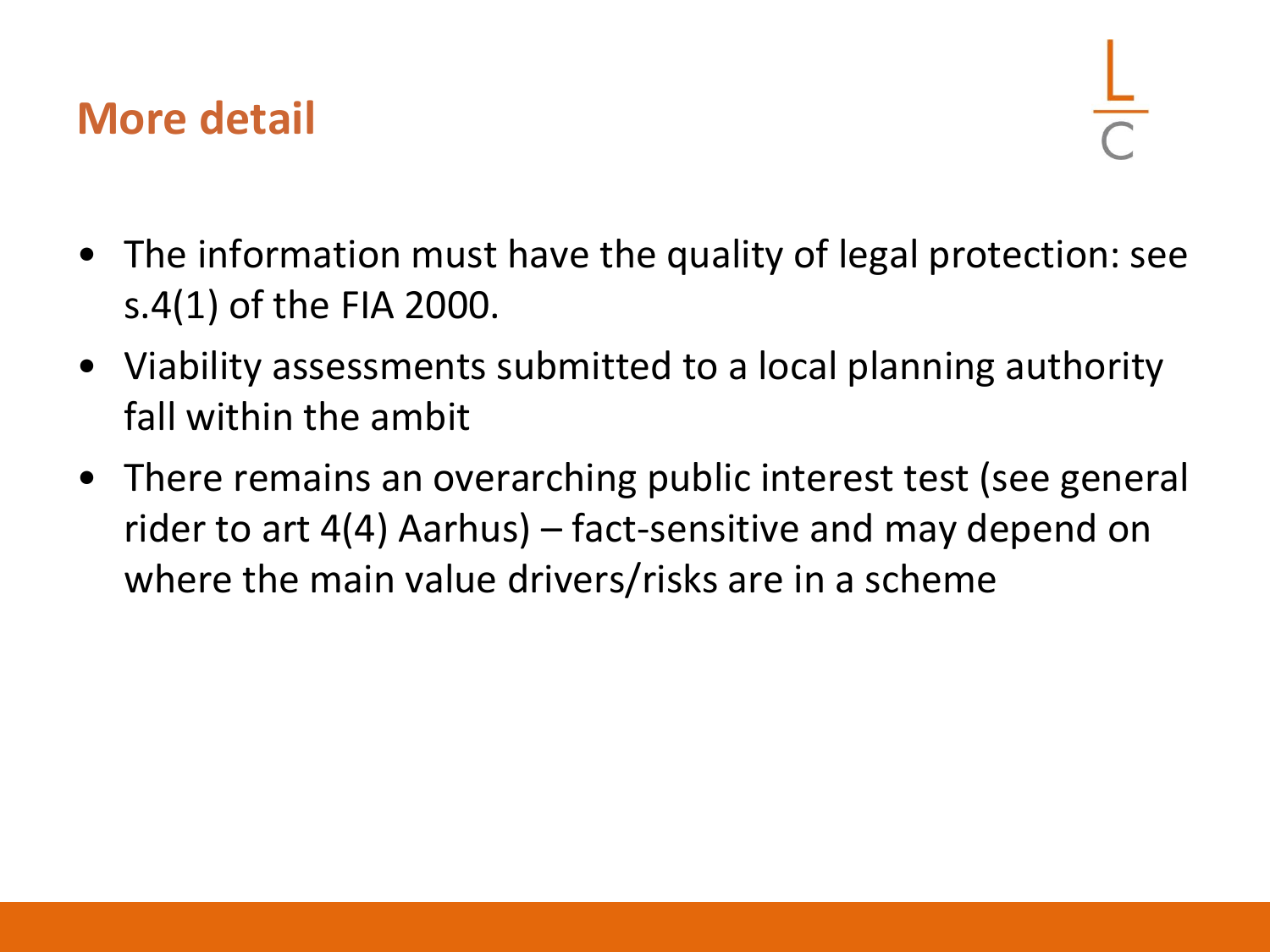## More detail

- The information must have the quality of legal protection: see s.4(1) of the FIA 2000.
- Viability assessments submitted to a local planning authority fall within the ambit
- There remains an overarching public interest test (see general rider to art 4(4) Aarhus) – fact-sensitive and may depend on where the main value drivers/risks are in a scheme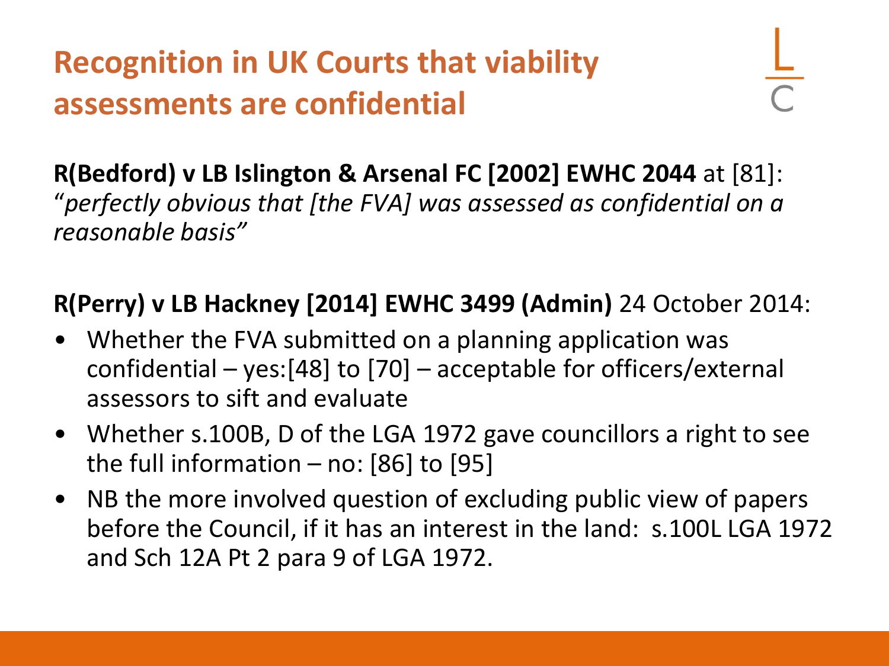# Recognition in UK Courts that viability assessments are confidential

**R(Bedford) v LB Islington & Arsenal FC [2002] EWHC 2044** at [81]: "*perfectly obvious that [the FVA] was assessed as confidential on a reasonable basis"*

**R(Perry) v LB Hackney [2014] EWHC 3499 (Admin)** 24 October 2014:

- Whether the FVA submitted on a planning application was confidential – yes:[48] to [70] – acceptable for officers/external assessors to sift and evaluate
- Whether s.100B, D of the LGA 1972 gave councillors a right to see the full information – no: [86] to [95]
- NB the more involved question of excluding public view of papers before the Council, if it has an interest in the land: s.100L LGA 1972 and Sch 12A Pt 2 para 9 of LGA 1972.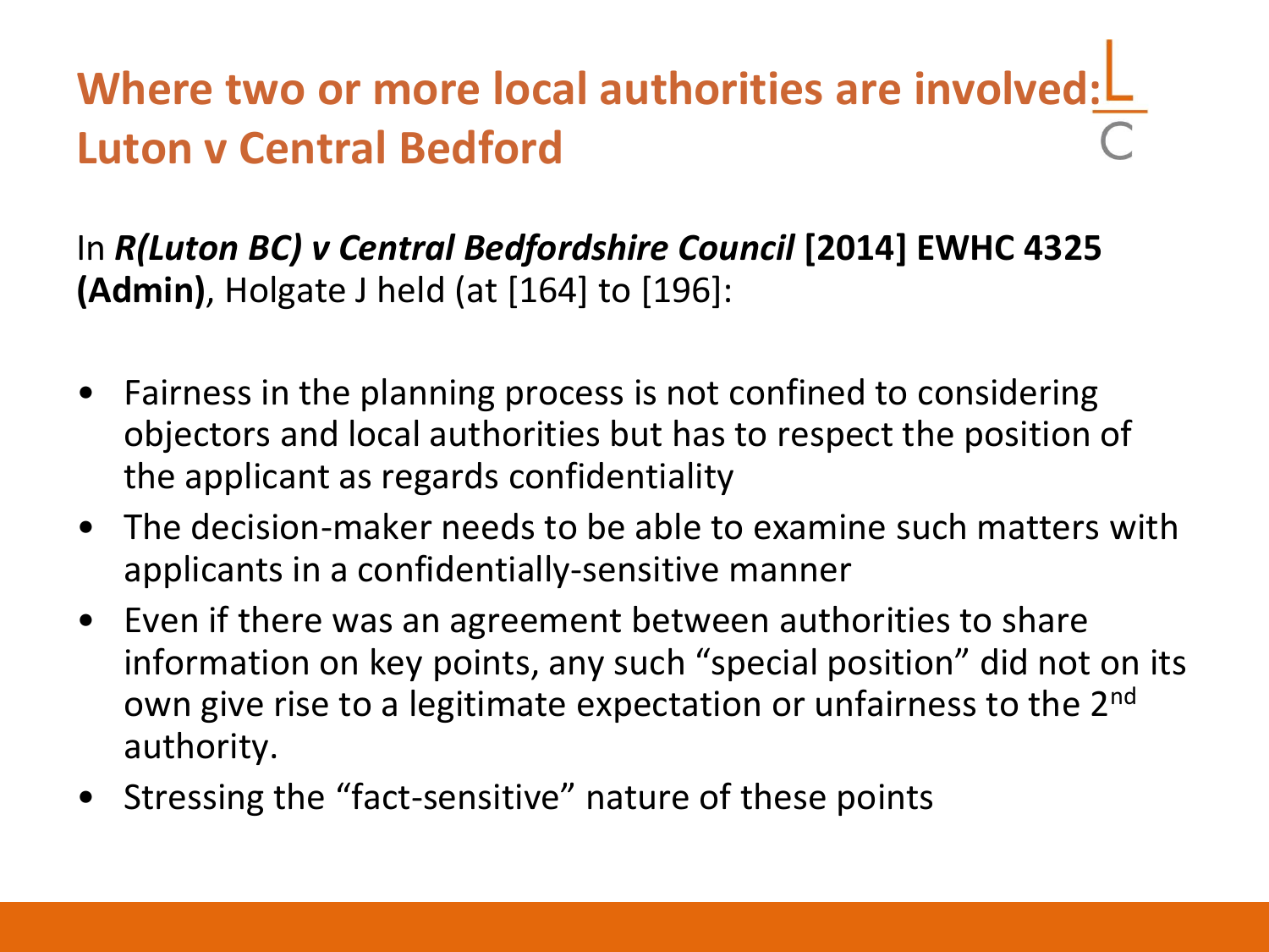# Where two or more local authorities are involved: Luton v Central Bedford

In ***R(Luton BC) v Central Bedfordshire Council*** **[2014] EWHC 4325 (Admin)**, Holgate J held (at [164] to [196]:

- Fairness in the planning process is not confined to considering objectors and local authorities but has to respect the position of the applicant as regards confidentiality
- The decision-maker needs to be able to examine such matters with applicants in a confidentially-sensitive manner
- Even if there was an agreement between authorities to share information on key points, any such "special position" did not on its own give rise to a legitimate expectation or unfairness to the 2nd authority.
- Stressing the "fact-sensitive" nature of these points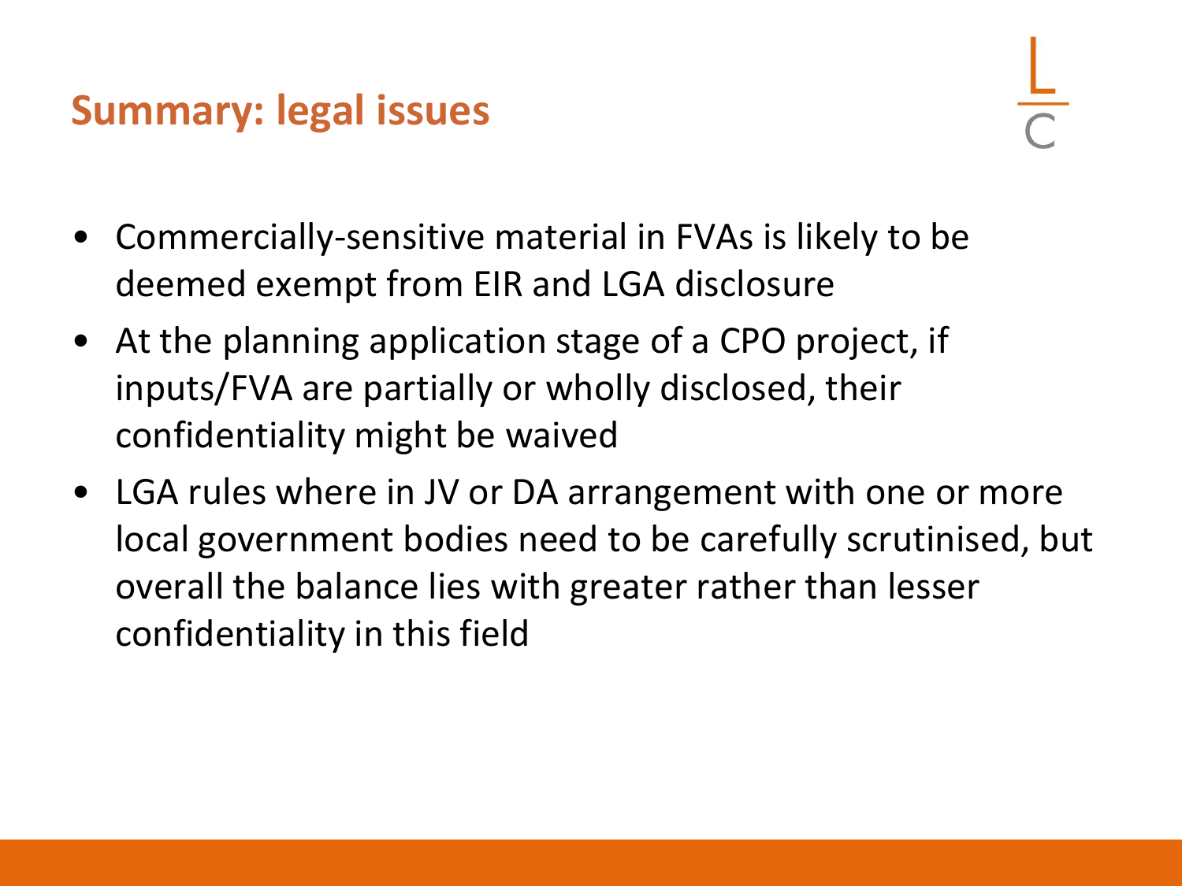## Summary: legal issues

- Commercially-sensitive material in FVAs is likely to be deemed exempt from EIR and LGA disclosure
- At the planning application stage of a CPO project, if inputs/FVA are partially or wholly disclosed, their confidentiality might be waived
- LGA rules where in JV or DA arrangement with one or more local government bodies need to be carefully scrutinised, but overall the balance lies with greater rather than lesser confidentiality in this field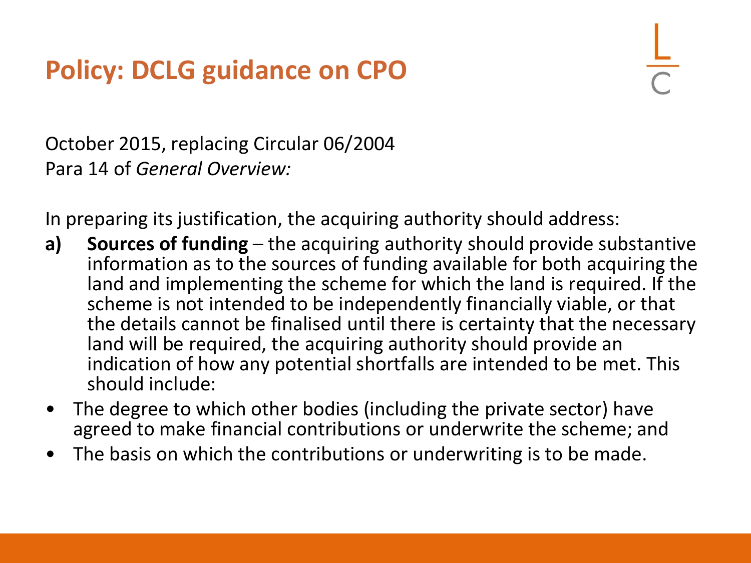# Policy: DCLG guidance on CPO

October 2015, replacing Circular 06/2004
Para 14 of *General Overview:*

In preparing its justification, the acquiring authority should address:

**a)** **Sources of funding** – the acquiring authority should provide substantive information as to the sources of funding available for both acquiring the land and implementing the scheme for which the land is required. If the scheme is not intended to be independently financially viable, or that the details cannot be finalised until there is certainty that the necessary land will be required, the acquiring authority should provide an indication of how any potential shortfalls are intended to be met. This should include:

- The degree to which other bodies (including the private sector) have agreed to make financial contributions or underwrite the scheme; and
- The basis on which the contributions or underwriting is to be made.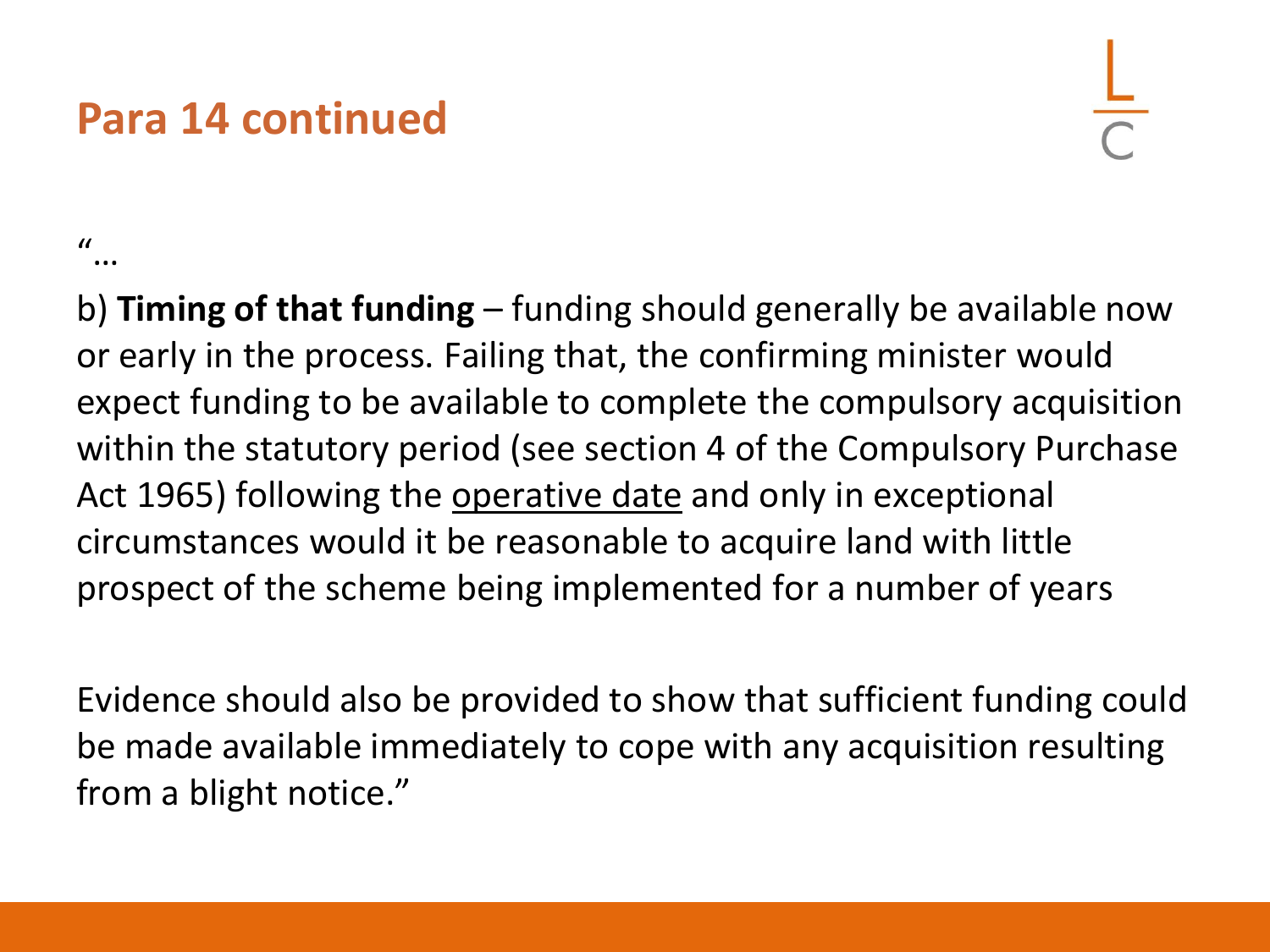## Para 14 continued

"…

b) **Timing of that funding** – funding should generally be available now or early in the process. Failing that, the confirming minister would expect funding to be available to complete the compulsory acquisition within the statutory period (see section 4 of the Compulsory Purchase Act 1965) following the <u>operative date</u> and only in exceptional circumstances would it be reasonable to acquire land with little prospect of the scheme being implemented for a number of years

Evidence should also be provided to show that sufficient funding could be made available immediately to cope with any acquisition resulting from a blight notice."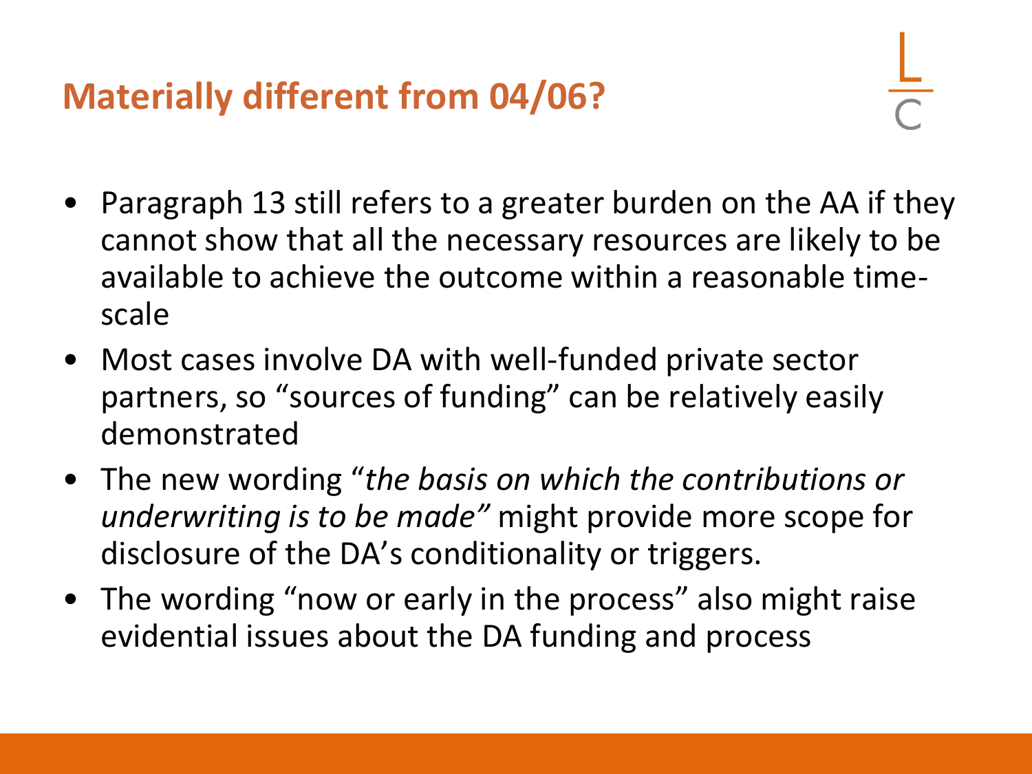## Materially different from 04/06?

- Paragraph 13 still refers to a greater burden on the AA if they cannot show that all the necessary resources are likely to be available to achieve the outcome within a reasonable time-scale
- Most cases involve DA with well-funded private sector partners, so "sources of funding" can be relatively easily demonstrated
- The new wording "*the basis on which the contributions or underwriting is to be made"* might provide more scope for disclosure of the DA's conditionality or triggers.
- The wording "now or early in the process" also might raise evidential issues about the DA funding and process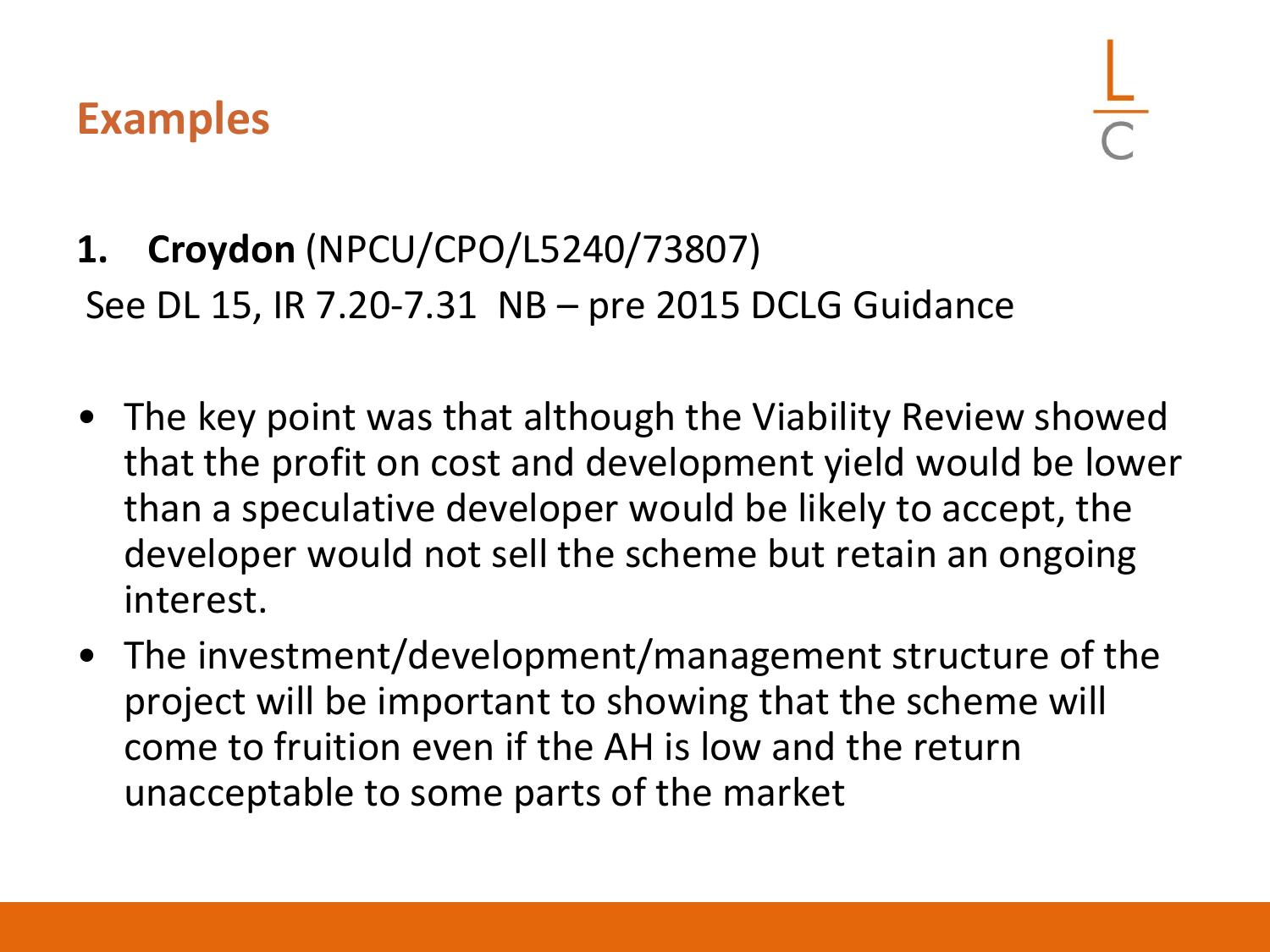## Examples

**1. Croydon** (NPCU/CPO/L5240/73807)

See DL 15, IR 7.20-7.31 NB – pre 2015 DCLG Guidance

- The key point was that although the Viability Review showed that the profit on cost and development yield would be lower than a speculative developer would be likely to accept, the developer would not sell the scheme but retain an ongoing interest.
- The investment/development/management structure of the project will be important to showing that the scheme will come to fruition even if the AH is low and the return unacceptable to some parts of the market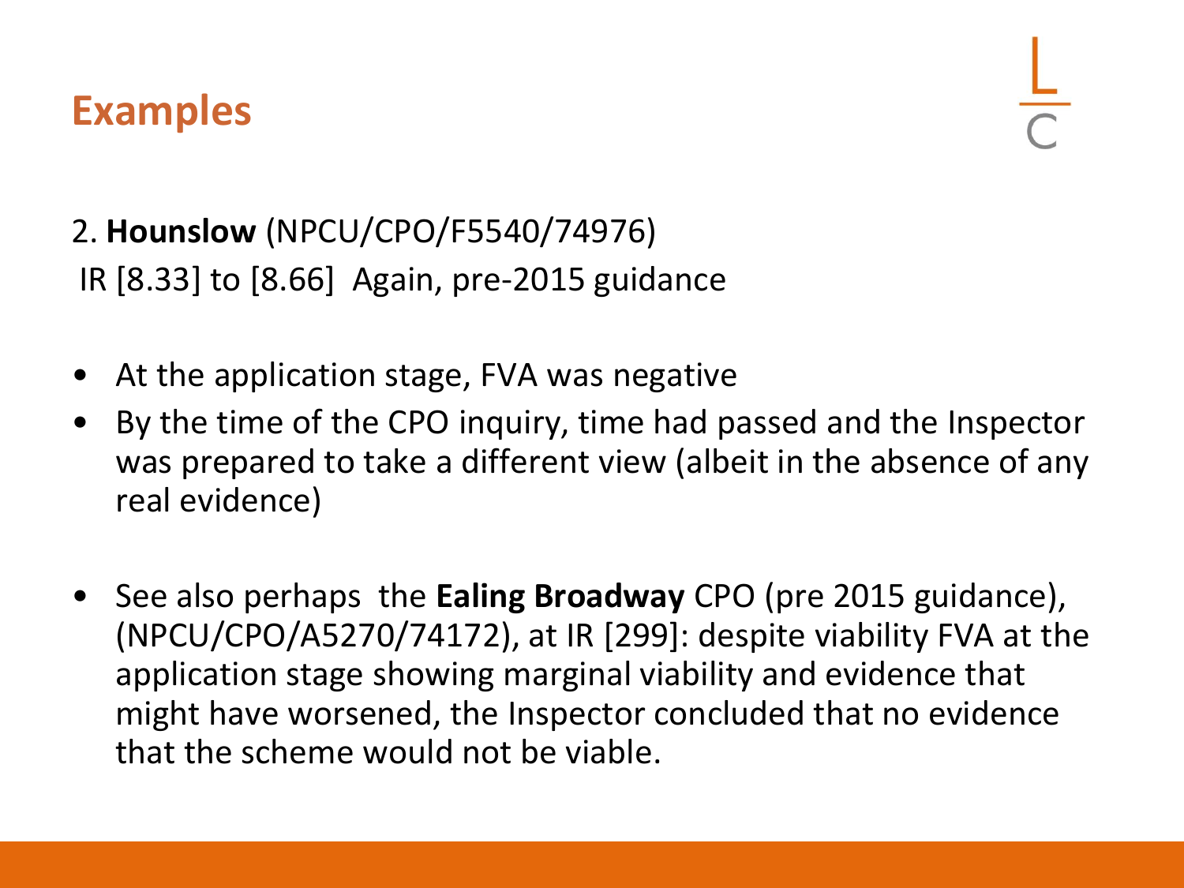# Examples

2. **Hounslow** (NPCU/CPO/F5540/74976)
IR [8.33] to [8.66] Again, pre-2015 guidance

- At the application stage, FVA was negative
- By the time of the CPO inquiry, time had passed and the Inspector was prepared to take a different view (albeit in the absence of any real evidence)

- See also perhaps the **Ealing Broadway** CPO (pre 2015 guidance), (NPCU/CPO/A5270/74172), at IR [299]: despite viability FVA at the application stage showing marginal viability and evidence that might have worsened, the Inspector concluded that no evidence that the scheme would not be viable.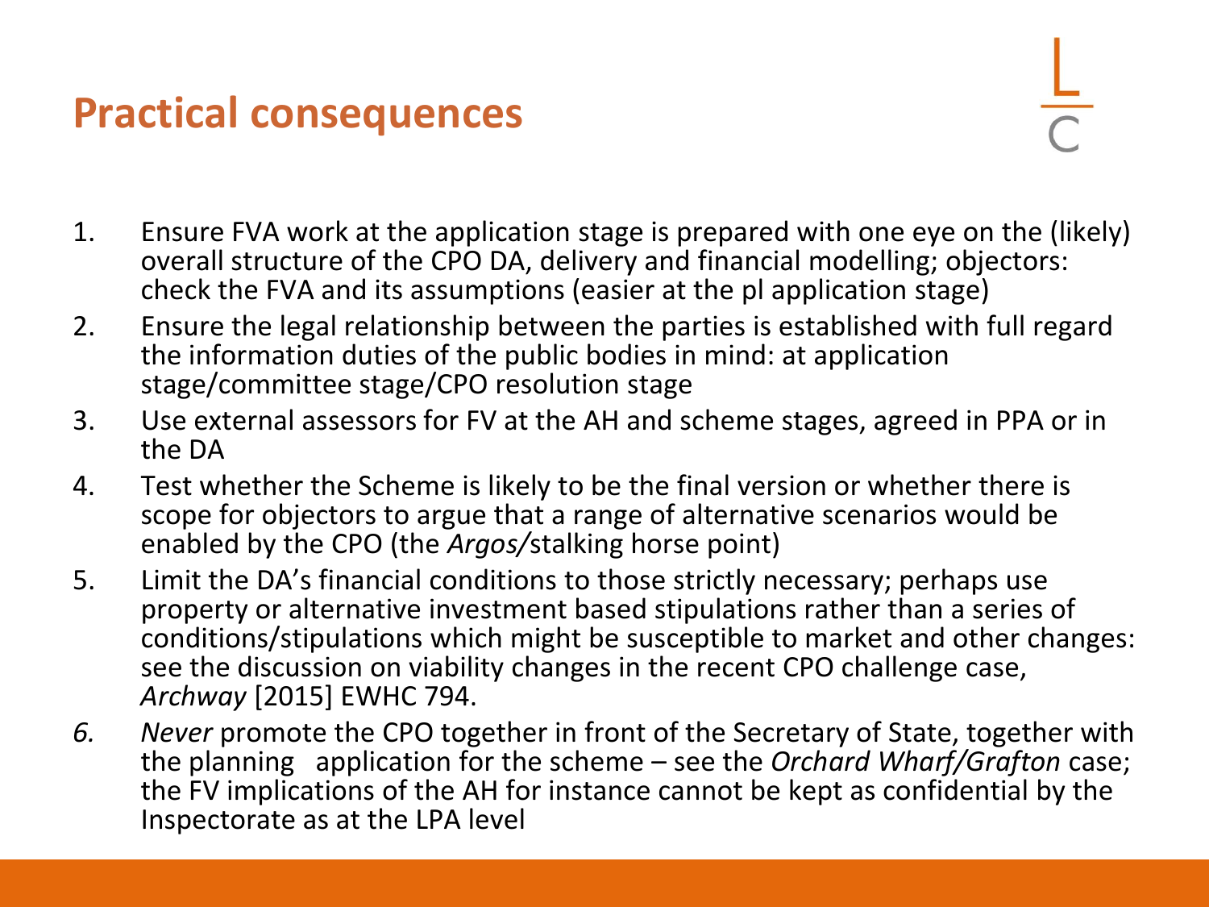# Practical consequences

1. Ensure FVA work at the application stage is prepared with one eye on the (likely) overall structure of the CPO DA, delivery and financial modelling; objectors: check the FVA and its assumptions (easier at the pl application stage)
2. Ensure the legal relationship between the parties is established with full regard the information duties of the public bodies in mind: at application stage/committee stage/CPO resolution stage
3. Use external assessors for FV at the AH and scheme stages, agreed in PPA or in the DA
4. Test whether the Scheme is likely to be the final version or whether there is scope for objectors to argue that a range of alternative scenarios would be enabled by the CPO (the *Argos/*stalking horse point)
5. Limit the DA's financial conditions to those strictly necessary; perhaps use property or alternative investment based stipulations rather than a series of conditions/stipulations which might be susceptible to market and other changes: see the discussion on viability changes in the recent CPO challenge case, *Archway* [2015] EWHC 794.
6. *Never* promote the CPO together in front of the Secretary of State, together with the planning application for the scheme – see the *Orchard Wharf/Grafton* case; the FV implications of the AH for instance cannot be kept as confidential by the Inspectorate as at the LPA level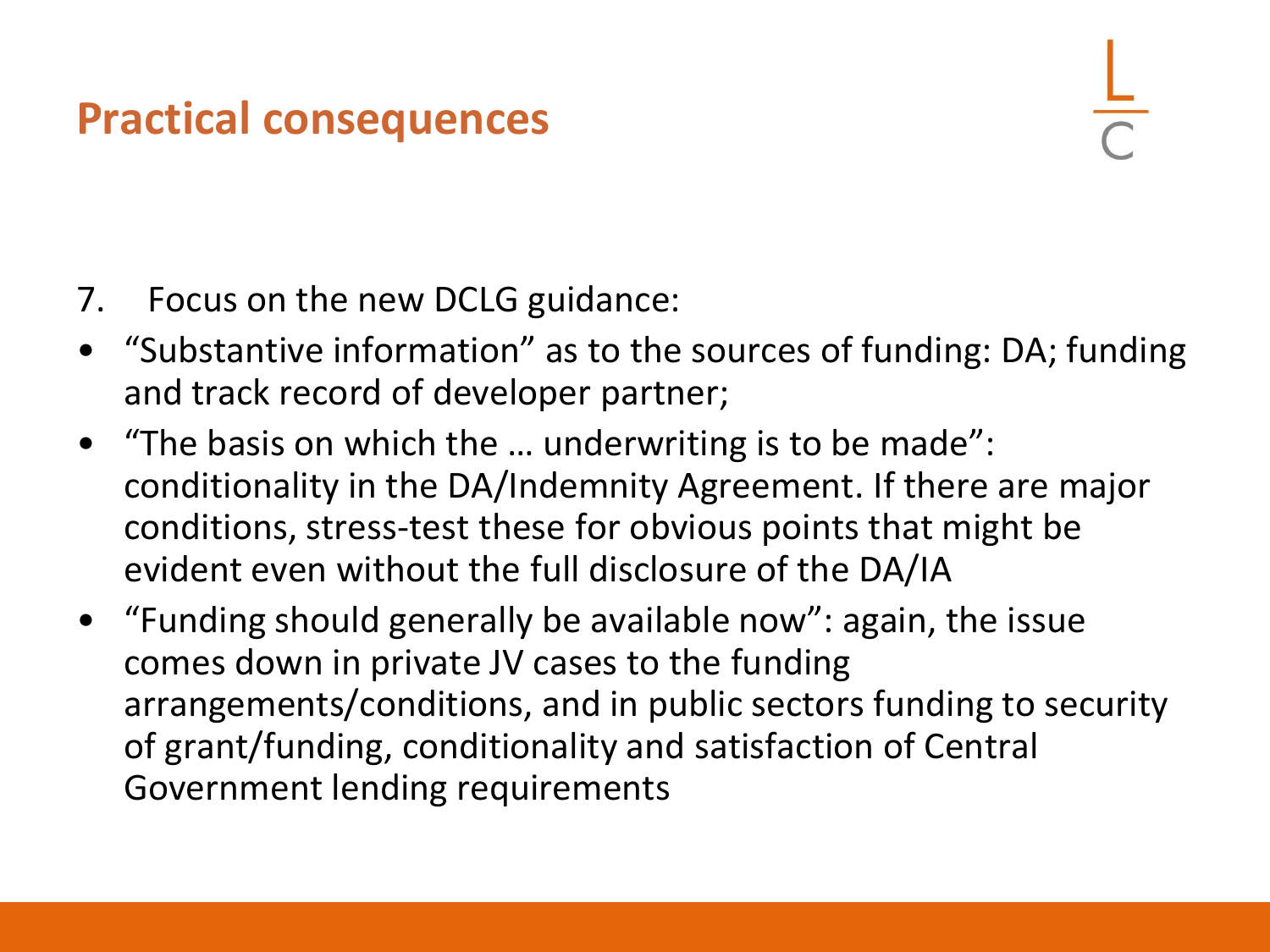# Practical consequences

7. Focus on the new DCLG guidance:

- "Substantive information" as to the sources of funding: DA; funding and track record of developer partner;
- "The basis on which the … underwriting is to be made": conditionality in the DA/Indemnity Agreement. If there are major conditions, stress-test these for obvious points that might be evident even without the full disclosure of the DA/IA
- "Funding should generally be available now": again, the issue comes down in private JV cases to the funding arrangements/conditions, and in public sectors funding to security of grant/funding, conditionality and satisfaction of Central Government lending requirements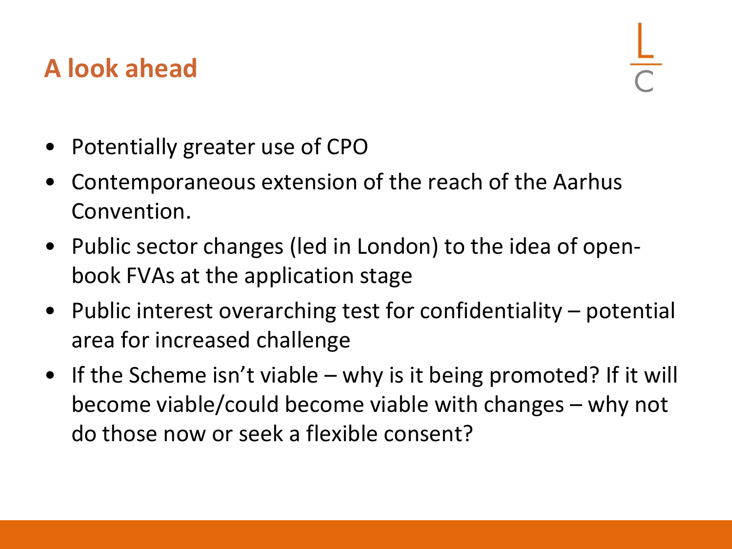# A look ahead

- Potentially greater use of CPO
- Contemporaneous extension of the reach of the Aarhus Convention.
- Public sector changes (led in London) to the idea of open-book FVAs at the application stage
- Public interest overarching test for confidentiality – potential area for increased challenge
- If the Scheme isn't viable – why is it being promoted? If it will become viable/could become viable with changes – why not do those now or seek a flexible consent?